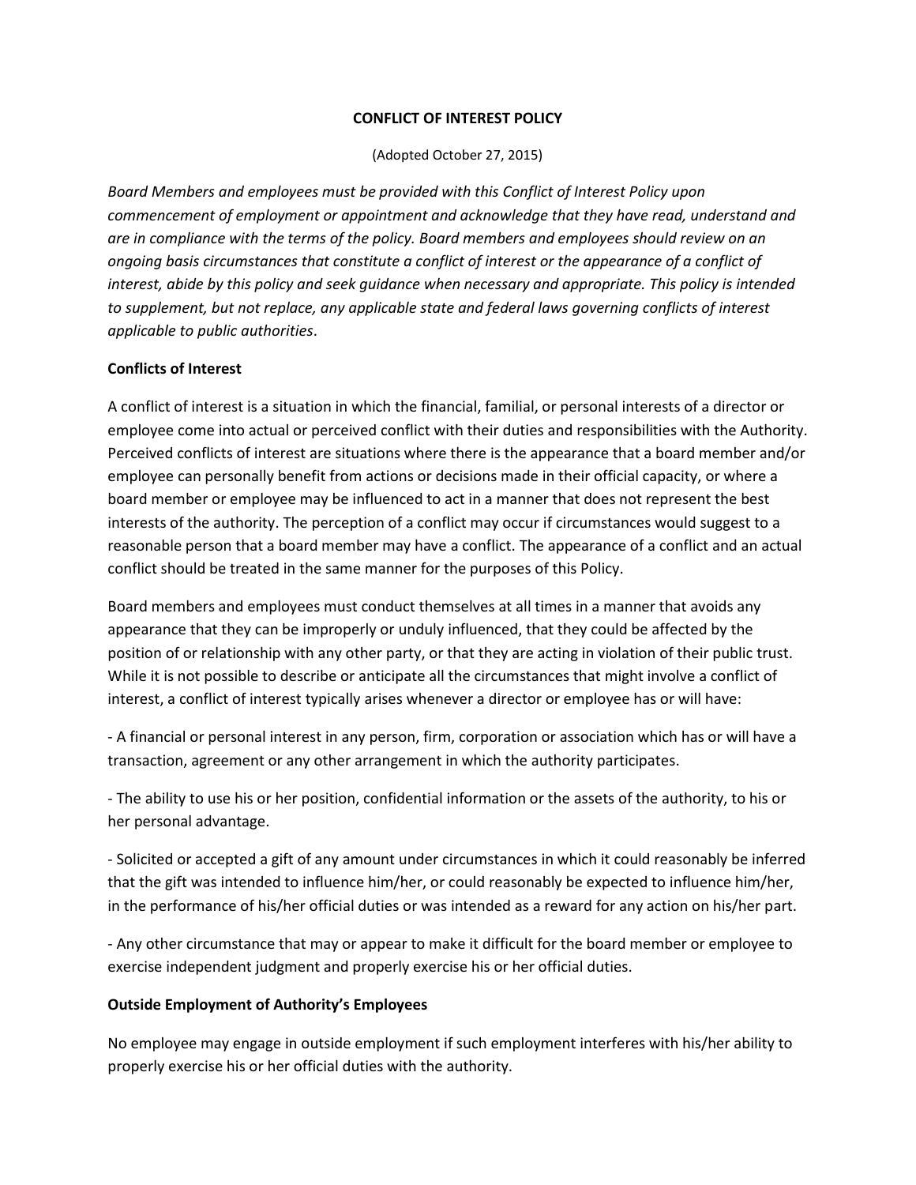# CONFLICT OF INTEREST POLICY

(Adopted October 27, 2015)

*Board Members and employees must be provided with this Conflict of Interest Policy upon commencement of employment or appointment and acknowledge that they have read, understand and are in compliance with the terms of the policy. Board members and employees should review on an ongoing basis circumstances that constitute a conflict of interest or the appearance of a conflict of interest, abide by this policy and seek guidance when necessary and appropriate. This policy is intended to supplement, but not replace, any applicable state and federal laws governing conflicts of interest applicable to public authorities*.

## Conflicts of Interest

A conflict of interest is a situation in which the financial, familial, or personal interests of a director or employee come into actual or perceived conflict with their duties and responsibilities with the Authority. Perceived conflicts of interest are situations where there is the appearance that a board member and/or employee can personally benefit from actions or decisions made in their official capacity, or where a board member or employee may be influenced to act in a manner that does not represent the best interests of the authority. The perception of a conflict may occur if circumstances would suggest to a reasonable person that a board member may have a conflict. The appearance of a conflict and an actual conflict should be treated in the same manner for the purposes of this Policy.

Board members and employees must conduct themselves at all times in a manner that avoids any appearance that they can be improperly or unduly influenced, that they could be affected by the position of or relationship with any other party, or that they are acting in violation of their public trust. While it is not possible to describe or anticipate all the circumstances that might involve a conflict of interest, a conflict of interest typically arises whenever a director or employee has or will have:

- A financial or personal interest in any person, firm, corporation or association which has or will have a transaction, agreement or any other arrangement in which the authority participates.

- The ability to use his or her position, confidential information or the assets of the authority, to his or her personal advantage.

- Solicited or accepted a gift of any amount under circumstances in which it could reasonably be inferred that the gift was intended to influence him/her, or could reasonably be expected to influence him/her, in the performance of his/her official duties or was intended as a reward for any action on his/her part.

- Any other circumstance that may or appear to make it difficult for the board member or employee to exercise independent judgment and properly exercise his or her official duties.

## Outside Employment of Authority's Employees

No employee may engage in outside employment if such employment interferes with his/her ability to properly exercise his or her official duties with the authority.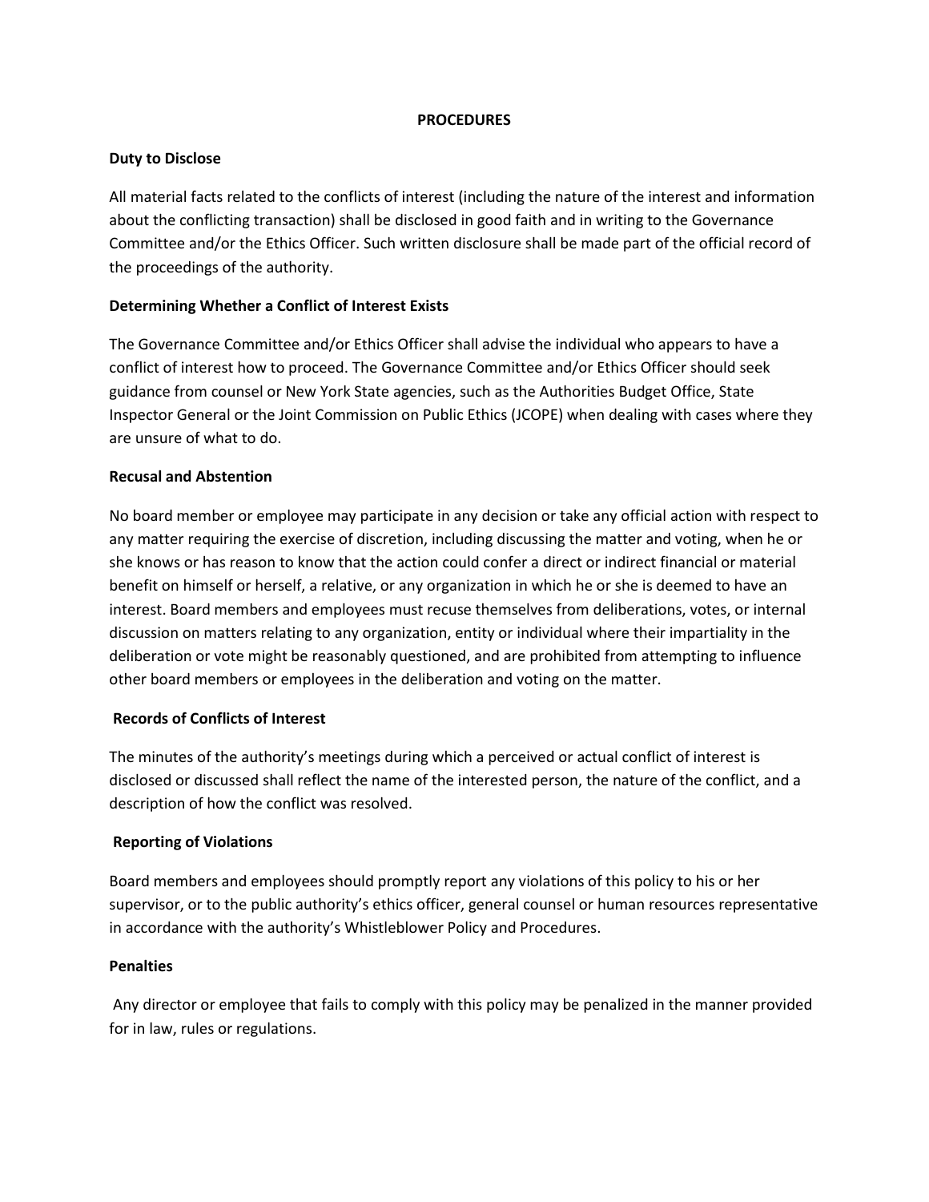## PROCEDURES

### Duty to Disclose

All material facts related to the conflicts of interest (including the nature of the interest and information about the conflicting transaction) shall be disclosed in good faith and in writing to the Governance Committee and/or the Ethics Officer. Such written disclosure shall be made part of the official record of the proceedings of the authority.

### Determining Whether a Conflict of Interest Exists

The Governance Committee and/or Ethics Officer shall advise the individual who appears to have a conflict of interest how to proceed. The Governance Committee and/or Ethics Officer should seek guidance from counsel or New York State agencies, such as the Authorities Budget Office, State Inspector General or the Joint Commission on Public Ethics (JCOPE) when dealing with cases where they are unsure of what to do.

### Recusal and Abstention

No board member or employee may participate in any decision or take any official action with respect to any matter requiring the exercise of discretion, including discussing the matter and voting, when he or she knows or has reason to know that the action could confer a direct or indirect financial or material benefit on himself or herself, a relative, or any organization in which he or she is deemed to have an interest. Board members and employees must recuse themselves from deliberations, votes, or internal discussion on matters relating to any organization, entity or individual where their impartiality in the deliberation or vote might be reasonably questioned, and are prohibited from attempting to influence other board members or employees in the deliberation and voting on the matter.

### Records of Conflicts of Interest

The minutes of the authority's meetings during which a perceived or actual conflict of interest is disclosed or discussed shall reflect the name of the interested person, the nature of the conflict, and a description of how the conflict was resolved.

### Reporting of Violations

Board members and employees should promptly report any violations of this policy to his or her supervisor, or to the public authority's ethics officer, general counsel or human resources representative in accordance with the authority's Whistleblower Policy and Procedures.

### Penalties

Any director or employee that fails to comply with this policy may be penalized in the manner provided for in law, rules or regulations.